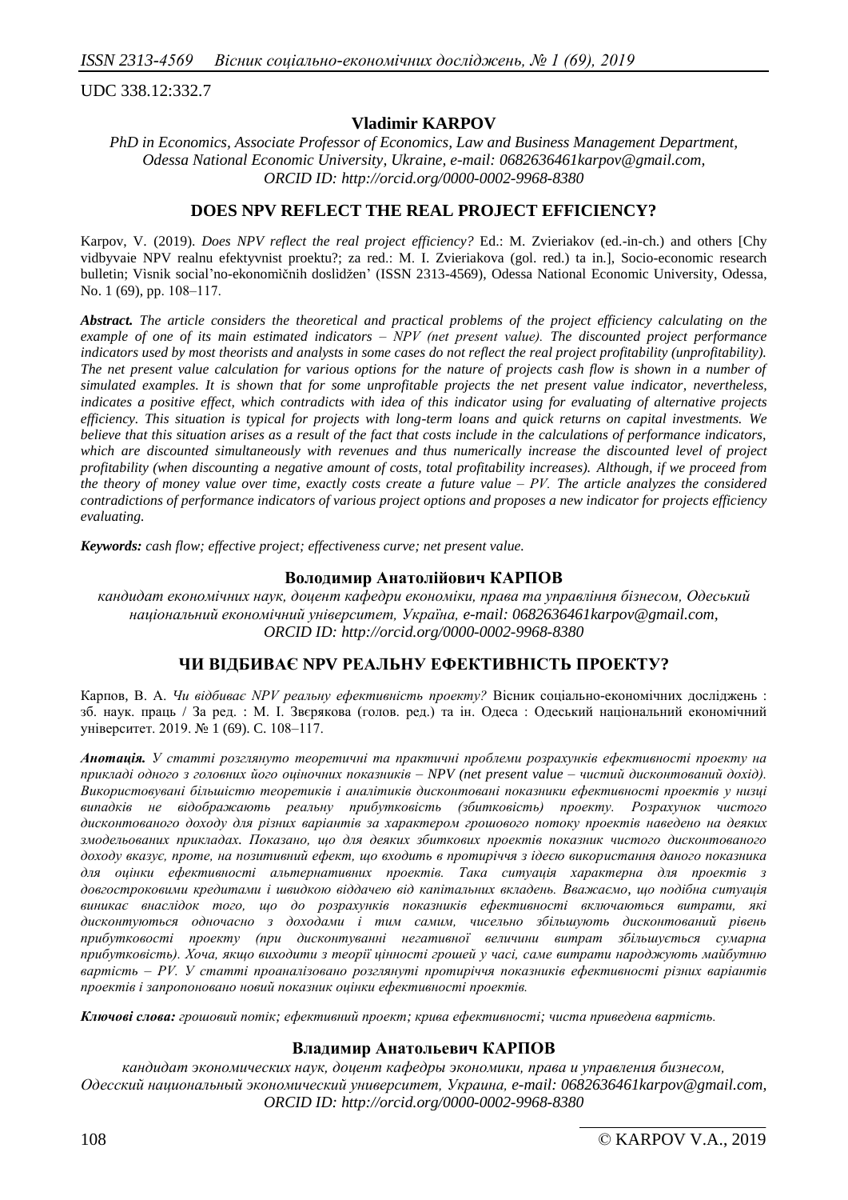UDC 338.12:332.7

**Vladimir KARPOV**

*PhD in Economics, Associate Professor of Economics, Law and Business Management Department, Odessa National Economic University, Ukraine, e-mail: 0682636461karpov@gmail.com, ORCID ID: http://orcid.org/0000-0002-9968-8380*

## DOES NPV REFLECT THE REAL PROJECT EFFICIENCY?

Karpov, V. (2019). *Does NPV reflect the real project efficiency?* Ed.: M. Zvieriakov (ed.-in-ch.) and others [Chy vidbyvaie NPV realnu efektyvnist proektu?; za red.: M. I. Zvieriakova (gol. red.) ta in.], Socio-economic research bulletin; Visnik social'no-ekonomičnih doslidžen' (ISSN 2313-4569), Odessa National Economic University, Odessa, No. 1 (69), pp. 108–117.

***Abstract.*** *The article considers the theoretical and practical problems of the project efficiency calculating on the example of one of its main estimated indicators – NPV (net present value). The discounted project performance indicators used by most theorists and analysts in some cases do not reflect the real project profitability (unprofitability). The net present value calculation for various options for the nature of projects cash flow is shown in a number of simulated examples. It is shown that for some unprofitable projects the net present value indicator, nevertheless, indicates a positive effect, which contradicts with idea of this indicator using for evaluating of alternative projects efficiency. This situation is typical for projects with long-term loans and quick returns on capital investments. We believe that this situation arises as a result of the fact that costs include in the calculations of performance indicators, which are discounted simultaneously with revenues and thus numerically increase the discounted level of project profitability (when discounting a negative amount of costs, total profitability increases). Although, if we proceed from the theory of money value over time, exactly costs create a future value – PV. The article analyzes the considered contradictions of performance indicators of various project options and proposes a new indicator for projects efficiency evaluating.*

***Keywords:*** *cash flow; effective project; effectiveness curve; net present value.*

**Володимир Анатолійович КАРПОВ**

*кандидат економічних наук, доцент кафедри економіки, права та управління бізнесом, Одеський національний економічний університет, Україна, e-mail: 0682636461karpov@gmail.com, ORCID ID: http://orcid.org/0000-0002-9968-8380*

## ЧИ ВІДБИВАЄ NPV РЕАЛЬНУ ЕФЕКТИВНІСТЬ ПРОЕКТУ?

Карпов, В. А. *Чи відбиває NPV реальну ефективність проекту?* Вісник соціально-економічних досліджень : зб. наук. праць / За ред. : М. І. Звєрякова (голов. ред.) та ін. Одеса : Одеський національний економічний університет. 2019. № 1 (69). С. 108–117.

***Анотація.*** *У статті розглянуто теоретичні та практичні проблеми розрахунків ефективності проекту на прикладі одного з головних його оціночних показників – NPV (net present value – чистий дисконтований дохід). Використовувані більшістю теоретиків і аналітиків дисконтовані показники ефективності проектів у низці випадків не відображають реальну прибутковість (збитковість) проекту. Розрахунок чистого дисконтованого доходу для різних варіантів за характером грошового потоку проектів наведено на деяких змодельованих прикладах. Показано, що для деяких збиткових проектів показник чистого дисконтованого доходу вказує, проте, на позитивний ефект, що входить в протиріччя з ідеєю використання даного показника для оцінки ефективності альтернативних проектів. Така ситуація характерна для проектів з довгостроковими кредитами і швидкою віддачею від капітальних вкладень. Вважаємо, що подібна ситуація виникає внаслідок того, що до розрахунків показників ефективності включаються витрати, які дисконтуються одночасно з доходами і тим самим, чисельно збільшують дисконтований рівень прибутковості проекту (при дисконтуванні негативної величини витрат збільшується сумарна прибутковість). Хоча, якщо виходити з теорії цінності грошей у часі, саме витрати народжують майбутню вартість – PV. У статті проаналізовано розглянуті протиріччя показників ефективності різних варіантів проектів і запропоновано новий показник оцінки ефективності проектів.*

***Ключові слова:*** *грошовий потік; ефективний проект; крива ефективності; чиста приведена вартість.*

**Владимир Анатольевич КАРПОВ**

*кандидат экономических наук, доцент кафедры экономики, права и управления бизнесом, Одесский национальный экономический университет, Украина, e-mail: 0682636461karpov@gmail.com, ORCID ID: http://orcid.org/0000-0002-9968-8380*

© KARPOV V.A., 2019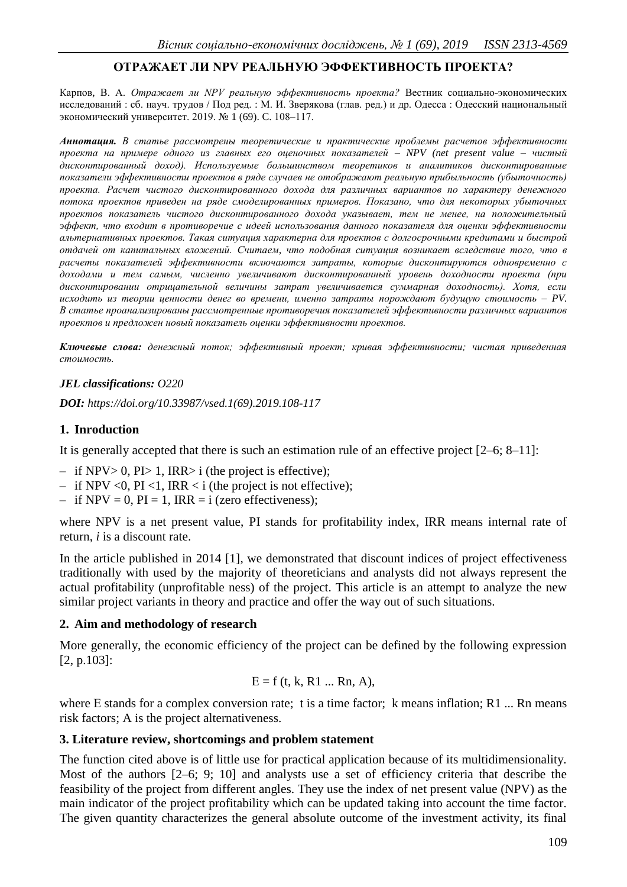# ОТРАЖАЕТ ЛИ NPV РЕАЛЬНУЮ ЭФФЕКТИВНОСТЬ ПРОЕКТА?

Карпов, В. А. *Отражает ли NPV реальную эффективность проекта?* Вестник социально-экономических исследований : сб. науч. трудов / Под ред. : М. И. Зверякова (глав. ред.) и др. Одесса : Одесский национальный экономический университет. 2019. № 1 (69). С. 108–117.

***Аннотация.*** *В статье рассмотрены теоретические и практические проблемы расчетов эффективности проекта на примере одного из главных его оценочных показателей – NPV (net present value – чистый дисконтированный доход). Используемые большинством теоретиков и аналитиков дисконтированные показатели эффективности проектов в ряде случаев не отображают реальную прибыльность (убыточность) проекта. Расчет чистого дисконтированного дохода для различных вариантов по характеру денежного потока проектов приведен на ряде смоделированных примеров. Показано, что для некоторых убыточных проектов показатель чистого дисконтированного дохода указывает, тем не менее, на положительный эффект, что входит в противоречие с идеей использования данного показателя для оценки эффективности альтернативных проектов. Такая ситуация характерна для проектов с долгосрочными кредитами и быстрой отдачей от капитальных вложений. Считаем, что подобная ситуация возникает вследствие того, что в расчеты показателей эффективности включаются затраты, которые дисконтируются одновременно с доходами и тем самым, численно увеличивают дисконтированный уровень доходности проекта (при дисконтировании отрицательной величины затрат увеличивается суммарная доходность). Хотя, если исходить из теории ценности денег во времени, именно затраты порождают будущую стоимость – PV. В статье проанализированы рассмотренные противоречия показателей эффективности различных вариантов проектов и предложен новый показатель оценки эффективности проектов.*

***Ключевые слова:*** *денежный поток; эффективный проект; кривая эффективности; чистая приведенная стоимость.*

***JEL classifications:*** *O220*

***DOI:*** *https://doi.org/10.33987/vsed.1(69).2019.108-117*

## 1. Inroduction

It is generally accepted that there is such an estimation rule of an effective project [2–6; 8–11]:

- if NPV> 0, PI> 1, IRR> i (the project is effective);
- if NPV <0, PI <1, IRR < i (the project is not effective);
- if NPV = 0, PI = 1, IRR = i (zero effectiveness);

where NPV is a net present value, PI stands for profitability index, IRR means internal rate of return, *i* is a discount rate.

In the article published in 2014 [1], we demonstrated that discount indices of project effectiveness traditionally with used by the majority of theoreticians and analysts did not always represent the actual profitability (unprofitable ness) of the project. This article is an attempt to analyze the new similar project variants in theory and practice and offer the way out of such situations.

## 2. Aim and methodology of research

More generally, the economic efficiency of the project can be defined by the following expression [2, p.103]:

$$E = f (t, k, R1 ... Rn, A),$$

where E stands for a complex conversion rate; t is a time factor; k means inflation; R1 ... Rn means risk factors; A is the project alternativeness.

## 3. Literature review, shortcomings and problem statement

The function cited above is of little use for practical application because of its multidimensionality. Most of the authors [2–6; 9; 10] and analysts use a set of efficiency criteria that describe the feasibility of the project from different angles. They use the index of net present value (NPV) as the main indicator of the project profitability which can be updated taking into account the time factor. The given quantity characterizes the general absolute outcome of the investment activity, its final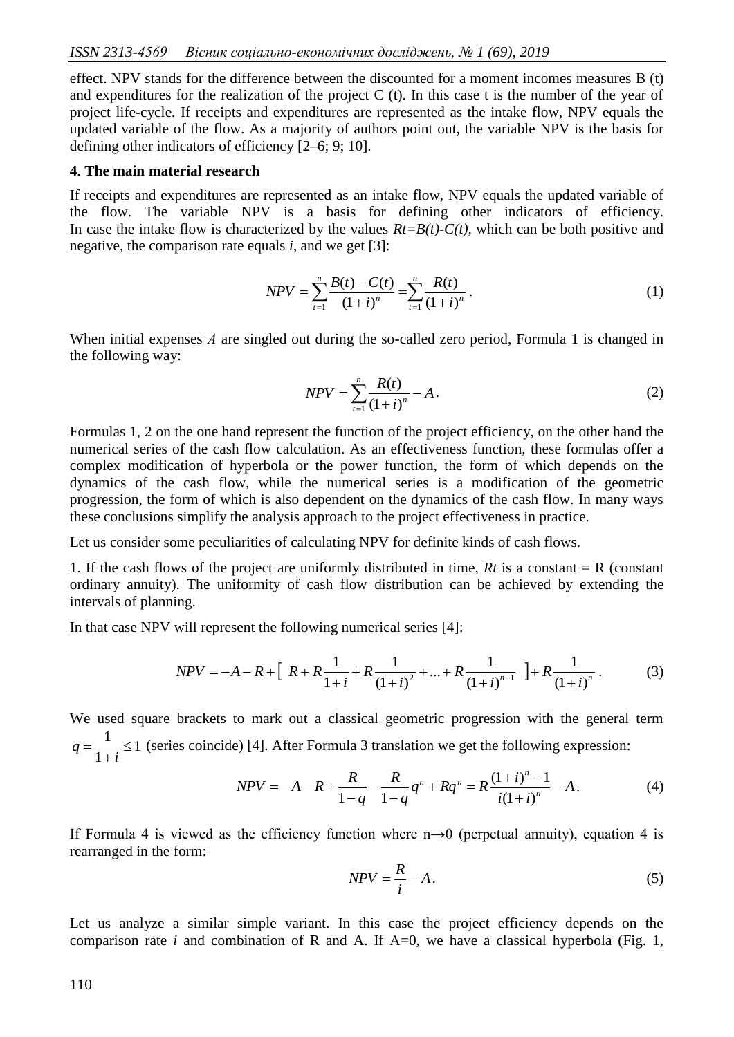effect. NPV stands for the difference between the discounted for a moment incomes measures B (t) and expenditures for the realization of the project C (t). In this case t is the number of the year of project life-cycle. If receipts and expenditures are represented as the intake flow, NPV equals the updated variable of the flow. As a majority of authors point out, the variable NPV is the basis for defining other indicators of efficiency [2–6; 9; 10].

**4. The main material research**

If receipts and expenditures are represented as an intake flow, NPV equals the updated variable of the flow. The variable NPV is a basis for defining other indicators of efficiency. In case the intake flow is characterized by the values $Rt=B(t)-C(t)$, which can be both positive and negative, the comparison rate equals $i$, and we get [3]:

$$NPV = \sum_{t=1}^{n} \frac{B(t) - C(t)}{(1+i)^n} = \sum_{t=1}^{n} \frac{R(t)}{(1+i)^n}. \tag{1}$$

When initial expenses $A$ are singled out during the so-called zero period, Formula 1 is changed in the following way:

$$NPV = \sum_{t=1}^{n} \frac{R(t)}{(1+i)^n} - A. \tag{2}$$

Formulas 1, 2 on the one hand represent the function of the project efficiency, on the other hand the numerical series of the cash flow calculation. As an effectiveness function, these formulas offer a complex modification of hyperbola or the power function, the form of which depends on the dynamics of the cash flow, while the numerical series is a modification of the geometric progression, the form of which is also dependent on the dynamics of the cash flow. In many ways these conclusions simplify the analysis approach to the project effectiveness in practice.

Let us consider some peculiarities of calculating NPV for definite kinds of cash flows.

1. If the cash flows of the project are uniformly distributed in time, $Rt$ is a constant = R (constant ordinary annuity). The uniformity of cash flow distribution can be achieved by extending the intervals of planning.

In that case NPV will represent the following numerical series [4]:

$$NPV = -A - R + \left[\; R + R\frac{1}{1+i} + R\frac{1}{(1+i)^2} + ... + R\frac{1}{(1+i)^{n-1}} \;\right] + R\frac{1}{(1+i)^n}. \tag{3}$$

We used square brackets to mark out a classical geometric progression with the general term $q = \frac{1}{1+i} \leq 1$ (series coincide) [4]. After Formula 3 translation we get the following expression:

$$NPV = -A - R + \frac{R}{1-q} - \frac{R}{1-q}q^n + Rq^n = R\frac{(1+i)^n - 1}{i(1+i)^n} - A. \tag{4}$$

If Formula 4 is viewed as the efficiency function where n→0 (perpetual annuity), equation 4 is rearranged in the form:

$$NPV = \frac{R}{i} - A. \tag{5}$$

Let us analyze a similar simple variant. In this case the project efficiency depends on the comparison rate $i$ and combination of R and A. If A=0, we have a classical hyperbola (Fig. 1,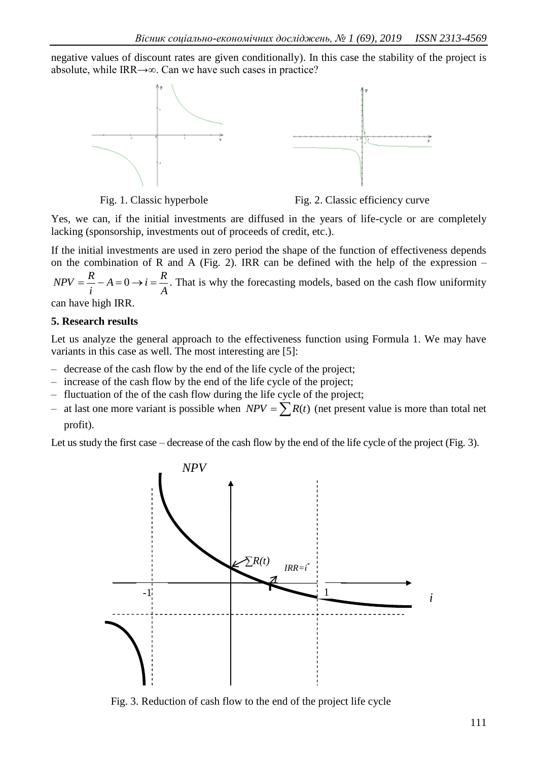negative values of discount rates are given conditionally). In this case the stability of the project is absolute, while IRR→∞. Can we have such cases in practice?

Fig. 1. Classic hyperbole

Fig. 2. Classic efficiency curve

Yes, we can, if the initial investments are diffused in the years of life-cycle or are completely lacking (sponsorship, investments out of proceeds of credit, etc.).

If the initial investments are used in zero period the shape of the function of effectiveness depends on the combination of R and A (Fig. 2). IRR can be defined with the help of the expression – $NPV = \frac{R}{i} - A = 0 \rightarrow i = \frac{R}{A}$. That is why the forecasting models, based on the cash flow uniformity can have high IRR.

**5. Research results**

Let us analyze the general approach to the effectiveness function using Formula 1. We may have variants in this case as well. The most interesting are [5]:

– decrease of the cash flow by the end of the life cycle of the project;
– increase of the cash flow by the end of the life cycle of the project;
– fluctuation of the of the cash flow during the life cycle of the project;
– at last one more variant is possible when $NPV = \sum R(t)$ (net present value is more than total net profit).

Let us study the first case – decrease of the cash flow by the end of the life cycle of the project (Fig. 3).

Fig. 3. Reduction of cash flow to the end of the project life cycle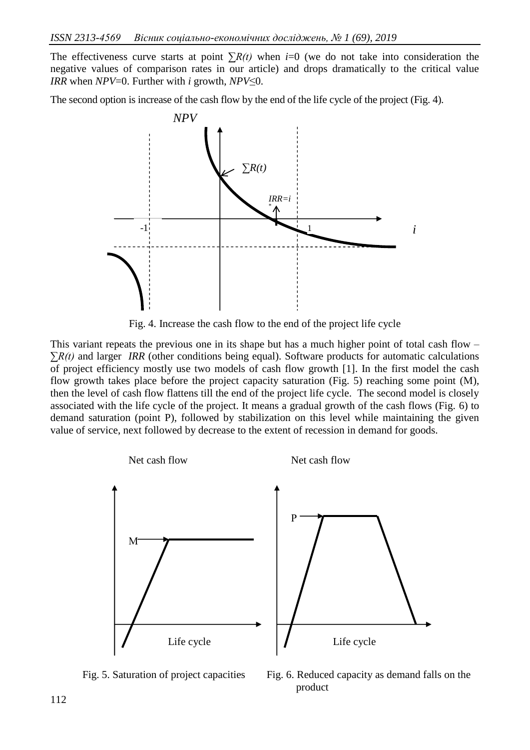The effectiveness curve starts at point $\sum R(t)$ when $i$=0 (we do not take into consideration the negative values of comparison rates in our article) and drops dramatically to the critical value *IRR* when *NPV*=0. Further with *i* growth, *NPV*≤0.

The second option is increase of the cash flow by the end of the life cycle of the project (Fig. 4).

Fig. 4. Increase the cash flow to the end of the project life cycle

This variant repeats the previous one in its shape but has a much higher point of total cash flow – $\sum R(t)$ and larger *IRR* (other conditions being equal). Software products for automatic calculations of project efficiency mostly use two models of cash flow growth [1]. In the first model the cash flow growth takes place before the project capacity saturation (Fig. 5) reaching some point (M), then the level of cash flow flattens till the end of the project life cycle. The second model is closely associated with the life cycle of the project. It means a gradual growth of the cash flows (Fig. 6) to demand saturation (point P), followed by stabilization on this level while maintaining the given value of service, next followed by decrease to the extent of recession in demand for goods.

Fig. 5. Saturation of project capacities

Fig. 6. Reduced capacity as demand falls on the product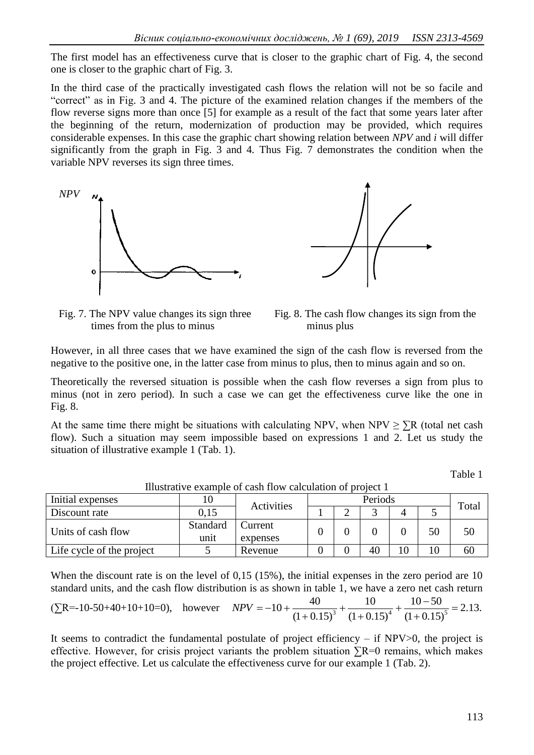The first model has an effectiveness curve that is closer to the graphic chart of Fig. 4, the second one is closer to the graphic chart of Fig. 3.

In the third case of the practically investigated cash flows the relation will not be so facile and "correct" as in Fig. 3 and 4. The picture of the examined relation changes if the members of the flow reverse signs more than once [5] for example as a result of the fact that some years later after the beginning of the return, modernization of production may be provided, which requires considerable expenses. In this case the graphic chart showing relation between *NPV* and *i* will differ significantly from the graph in Fig. 3 and 4. Thus Fig. 7 demonstrates the condition when the variable NPV reverses its sign three times.

Fig. 7. The NPV value changes its sign three times from the plus to minus

Fig. 8. The cash flow changes its sign from the minus plus

However, in all three cases that we have examined the sign of the cash flow is reversed from the negative to the positive one, in the latter case from minus to plus, then to minus again and so on.

Theoretically the reversed situation is possible when the cash flow reverses a sign from plus to minus (not in zero period). In such a case we can get the effectiveness curve like the one in Fig. 8.

At the same time there might be situations with calculating NPV, when NPV ≥ ∑R (total net cash flow). Such a situation may seem impossible based on expressions 1 and 2. Let us study the situation of illustrative example 1 (Tab. 1).

Table 1

Illustrative example of cash flow calculation of project 1

| Initial expenses | 10 | Activities | Periods | | | | | Total |
|---|---|---|---|---|---|---|---|---|
| Discount rate | 0,15 | | 1 | 2 | 3 | 4 | 5 | |
| Units of cash flow | Standard unit | Current expenses | 0 | 0 | 0 | 0 | 50 | 50 |
| Life cycle of the project | 5 | Revenue | 0 | 0 | 40 | 10 | 10 | 60 |

When the discount rate is on the level of 0,15 (15%), the initial expenses in the zero period are 10 standard units, and the cash flow distribution is as shown in table 1, we have a zero net cash return (∑R=-10-50+40+10+10=0), however $NPV = -10 + \frac{40}{(1+0.15)^3} + \frac{10}{(1+0.15)^4} + \frac{10-50}{(1+0.15)^5} = 2.13.$

It seems to contradict the fundamental postulate of project efficiency – if NPV>0, the project is effective. However, for crisis project variants the problem situation ∑R=0 remains, which makes the project effective. Let us calculate the effectiveness curve for our example 1 (Tab. 2).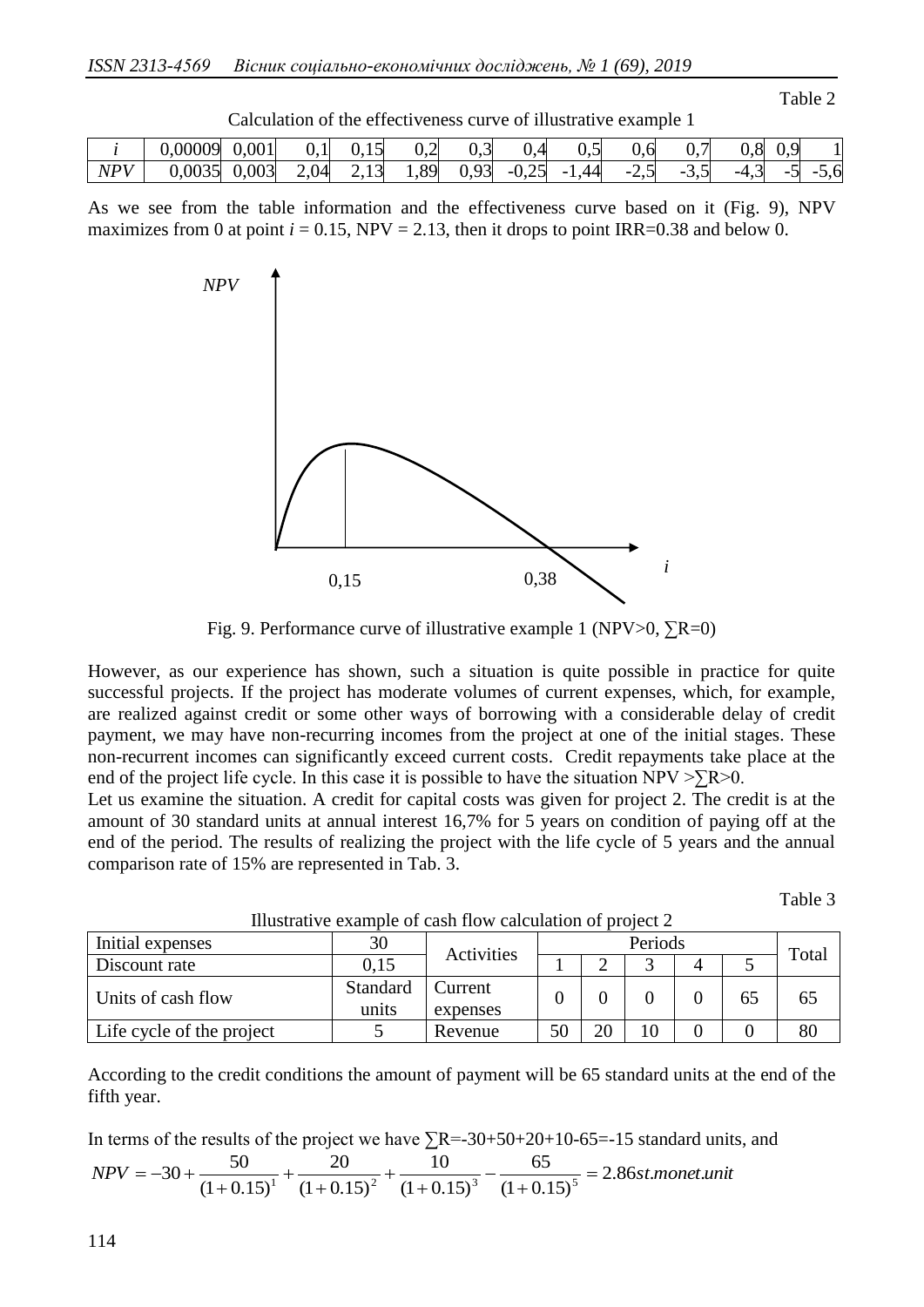Table 2

Calculation of the effectiveness curve of illustrative example 1

| *i* | 0,00009 | 0,001 | 0,1 | 0,15 | 0,2 | 0,3 | 0,4 | 0,5 | 0,6 | 0,7 | 0,8 | 0,9 | 1 |
|---|---|---|---|---|---|---|---|---|---|---|---|---|---|
| *NPV* | 0,0035 | 0,003 | 2,04 | 2,13 | 1,89 | 0,93 | -0,25 | -1,44 | -2,5 | -3,5 | -4,3 | -5 | -5,6 |

As we see from the table information and the effectiveness curve based on it (Fig. 9), NPV maximizes from 0 at point $i = 0.15$, NPV = 2.13, then it drops to point IRR=0.38 and below 0.

Fig. 9. Performance curve of illustrative example 1 (NPV>0, ∑R=0)

However, as our experience has shown, such a situation is quite possible in practice for quite successful projects. If the project has moderate volumes of current expenses, which, for example, are realized against credit or some other ways of borrowing with a considerable delay of credit payment, we may have non-recurring incomes from the project at one of the initial stages. These non-recurrent incomes can significantly exceed current costs. Credit repayments take place at the end of the project life cycle. In this case it is possible to have the situation NPV >∑R>0.

Let us examine the situation. A credit for capital costs was given for project 2. The credit is at the amount of 30 standard units at annual interest 16,7% for 5 years on condition of paying off at the end of the period. The results of realizing the project with the life cycle of 5 years and the annual comparison rate of 15% are represented in Tab. 3.

Table 3

Illustrative example of cash flow calculation of project 2

| Initial expenses | 30 | Activities | Periods | | | | | Total |
|---|---|---|---|---|---|---|---|---|
| Discount rate | 0,15 | | 1 | 2 | 3 | 4 | 5 | |
| Units of cash flow | Standard units | Current expenses | 0 | 0 | 0 | 0 | 65 | 65 |
| Life cycle of the project | 5 | Revenue | 50 | 20 | 10 | 0 | 0 | 80 |

According to the credit conditions the amount of payment will be 65 standard units at the end of the fifth year.

In terms of the results of the project we have ∑R=-30+50+20+10-65=-15 standard units, and

$$NPV = -30 + \frac{50}{(1+0.15)^1} + \frac{20}{(1+0.15)^2} + \frac{10}{(1+0.15)^3} - \frac{65}{(1+0.15)^5} = 2.86 st.monet.unit$$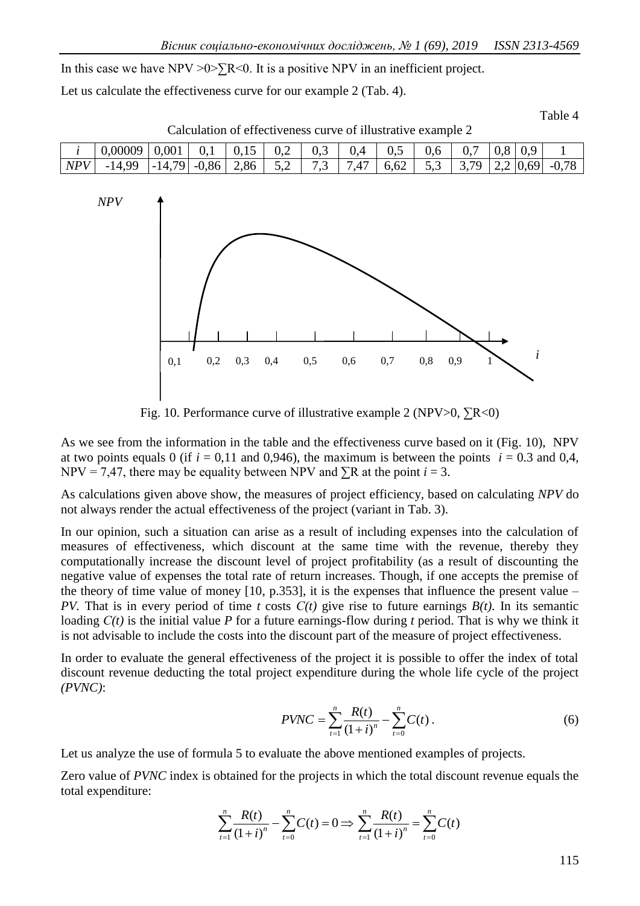In this case we have NPV >0>∑R<0. It is a positive NPV in an inefficient project.

Let us calculate the effectiveness curve for our example 2 (Tab. 4).

Table 4

Calculation of effectiveness curve of illustrative example 2

| *i* | 0,00009 | 0,001 | 0,1 | 0,15 | 0,2 | 0,3 | 0,4 | 0,5 | 0,6 | 0,7 | 0,8 | 0,9 | 1 |
|---|---|---|---|---|---|---|---|---|---|---|---|---|---|
| *NPV* | -14,99 | -14,79 | -0,86 | 2,86 | 5,2 | 7,3 | 7,47 | 6,62 | 5,3 | 3,79 | 2,2 | 0,69 | -0,78 |

Fig. 10. Performance curve of illustrative example 2 (NPV>0, ∑R<0)

As we see from the information in the table and the effectiveness curve based on it (Fig. 10), NPV at two points equals 0 (if $i$ = 0,11 and 0,946), the maximum is between the points $i$ = 0.3 and 0,4, NPV = 7,47, there may be equality between NPV and ∑R at the point $i$ = 3.

As calculations given above show, the measures of project efficiency, based on calculating *NPV* do not always render the actual effectiveness of the project (variant in Tab. 3).

In our opinion, such a situation can arise as a result of including expenses into the calculation of measures of effectiveness, which discount at the same time with the revenue, thereby they computationally increase the discount level of project profitability (as a result of discounting the negative value of expenses the total rate of return increases. Though, if one accepts the premise of the theory of time value of money [10, p.353], it is the expenses that influence the present value – *PV*. That is in every period of time $t$ costs $C(t)$ give rise to future earnings $B(t)$. In its semantic loading $C(t)$ is the initial value $P$ for a future earnings-flow during $t$ period. That is why we think it is not advisable to include the costs into the discount part of the measure of project effectiveness.

In order to evaluate the general effectiveness of the project it is possible to offer the index of total discount revenue deducting the total project expenditure during the whole life cycle of the project *(PVNC)*:

$$PVNC = \sum_{t=1}^{n} \frac{R(t)}{(1+i)^n} - \sum_{t=0}^{n} C(t)\,. \tag{6}$$

Let us analyze the use of formula 5 to evaluate the above mentioned examples of projects.

Zero value of *PVNC* index is obtained for the projects in which the total discount revenue equals the total expenditure:

$$\sum_{t=1}^{n} \frac{R(t)}{(1+i)^n} - \sum_{t=0}^{n} C(t) = 0 \Rightarrow \sum_{t=1}^{n} \frac{R(t)}{(1+i)^n} = \sum_{t=0}^{n} C(t)$$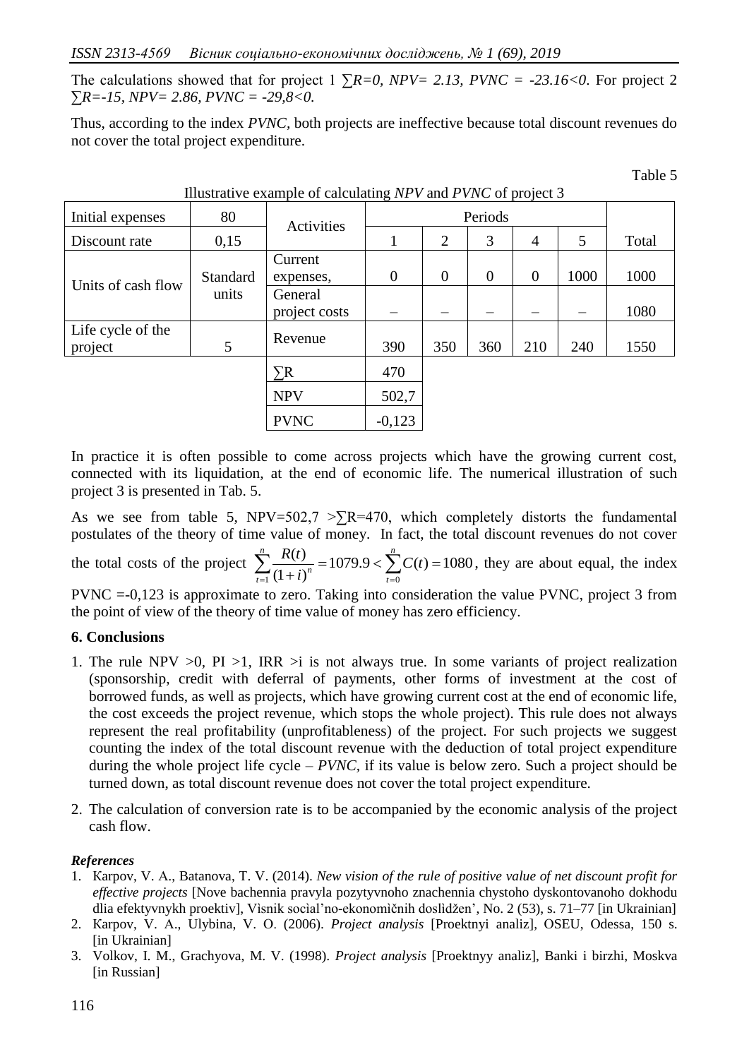The calculations showed that for project 1 $\sum R=0$, $NPV= 2.13$, $PVNC = -23.16<0$. For project 2 $\sum R=-15$, $NPV= 2.86$, $PVNC = -29{,}8<0$.

Thus, according to the index *PVNC*, both projects are ineffective because total discount revenues do not cover the total project expenditure.

Table 5

Illustrative example of calculating *NPV* and *PVNC* of project 3

| Initial expenses | 80 | Activities | Periods | | | | | Total |
|---|---|---|---|---|---|---|---|---|
| Discount rate | 0,15 | | 1 | 2 | 3 | 4 | 5 | |
| Units of cash flow | Standard units | Current expenses, | 0 | 0 | 0 | 0 | 1000 | 1000 |
| | | General project costs | – | – | – | – | – | 1080 |
| Life cycle of the project | 5 | Revenue | 390 | 350 | 360 | 210 | 240 | 1550 |
| | | ∑R | 470 | | | | | |
| | | NPV | 502,7 | | | | | |
| | | PVNC | -0,123 | | | | | |

In practice it is often possible to come across projects which have the growing current cost, connected with its liquidation, at the end of economic life. The numerical illustration of such project 3 is presented in Tab. 5.

As we see from table 5, NPV=502,7 >∑R=470, which completely distorts the fundamental postulates of the theory of time value of money. In fact, the total discount revenues do not cover the total costs of the project $\sum_{t=1}^{n}\frac{R(t)}{(1+i)^{n}}=1079.9<\sum_{t=0}^{n}C(t)=1080$, they are about equal, the index PVNC =-0,123 is approximate to zero. Taking into consideration the value PVNC, project 3 from the point of view of the theory of time value of money has zero efficiency.

**6. Conclusions**

1. The rule NPV >0, PI >1, IRR >i is not always true. In some variants of project realization (sponsorship, credit with deferral of payments, other forms of investment at the cost of borrowed funds, as well as projects, which have growing current cost at the end of economic life, the cost exceeds the project revenue, which stops the whole project). This rule does not always represent the real profitability (unprofitableness) of the project. For such projects we suggest counting the index of the total discount revenue with the deduction of total project expenditure during the whole project life cycle – *PVNC*, if its value is below zero. Such a project should be turned down, as total discount revenue does not cover the total project expenditure.
2. The calculation of conversion rate is to be accompanied by the economic analysis of the project cash flow.

***References***

1. Karpov, V. A., Batanova, T. V. (2014). *New vision of the rule of positive value of net discount profit for effective projects* [Nove bachennia pravyla pozytyvnoho znachennia chystoho dyskontovanoho dokhodu dlia efektyvnykh proektiv], Vìsnik socìal'no-ekonomìčnih doslìdžen', No. 2 (53), s. 71–77 [in Ukrainian]
2. Karpov, V. A., Ulybina, V. O. (2006). *Project analysis* [Proektnyi analiz], OSEU, Odessa, 150 s. [in Ukrainian]
3. Volkov, I. M., Grachyova, M. V. (1998). *Project analysis* [Proektnyy analiz], Banki i birzhi, Moskva [in Russian]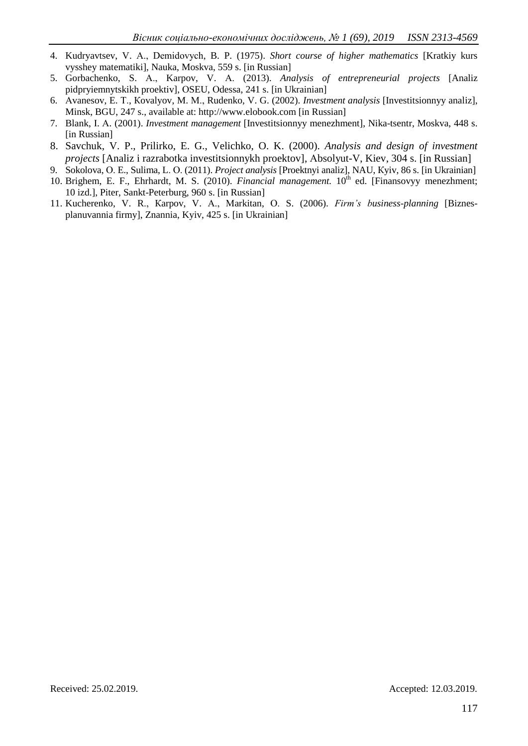4. Kudryavtsev, V. A., Demidovych, B. P. (1975). *Short course of higher mathematics* [Kratkiy kurs vysshey matematiki], Nauka, Moskva, 559 s. [in Russian]
5. Gorbachenko, S. A., Karpov, V. A. (2013). *Analysis of entrepreneurial projects* [Analiz pidpryiemnytskikh proektiv], OSEU, Odessa, 241 s. [in Ukrainian]
6. Avanesov, E. T., Kovalyov, M. M., Rudenko, V. G. (2002). *Investment analysis* [Investitsionnyy analiz], Minsk, BGU, 247 s., available at: http://www.elobook.com [in Russian]
7. Blank, I. A. (2001). *Investment management* [Investitsionnyy menezhment], Nika-tsentr, Moskva, 448 s. [in Russian]
8. Savchuk, V. P., Prilirko, E. G., Velichko, O. K. (2000). *Analysis and design of investment projects* [Analiz i razrabotka investitsionnykh proektov], Absolyut-V, Kiev, 304 s. [in Russian]
9. Sokolova, O. E., Sulima, L. O. (2011). *Project analysis* [Proektnyi analiz], NAU, Kyiv, 86 s. [in Ukrainian]
10. Brighem, E. F., Ehrhardt, M. S. (2010). *Financial management.* 10th ed. [Finansovyy menezhment; 10 izd.], Piter, Sankt-Peterburg, 960 s. [in Russian]
11. Kucherenko, V. R., Karpov, V. A., Markitan, O. S. (2006). *Firm's business-planning* [Biznes-planuvannia firmy], Znannia, Kyiv, 425 s. [in Ukrainian]

Received: 25.02.2019. Accepted: 12.03.2019.